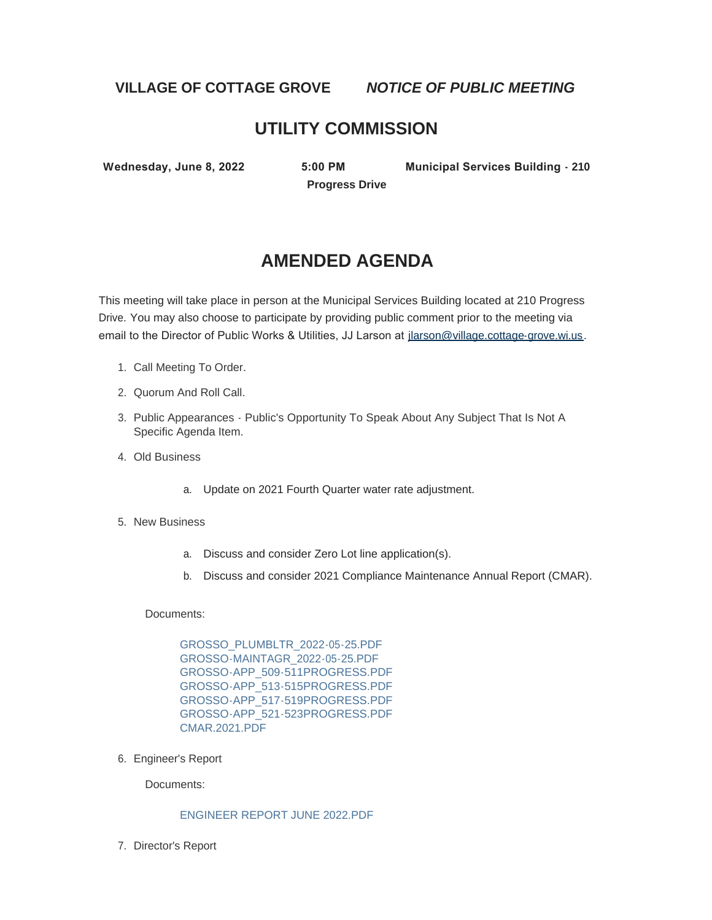**VILLAGE OF COTTAGE GROVE** ***NOTICE OF PUBLIC MEETING***

## UTILITY COMMISSION

**Wednesday, June 8, 2022** **5:00 PM** **Municipal Services Building - 210 Progress Drive**

# AMENDED AGENDA

This meeting will take place in person at the Municipal Services Building located at 210 Progress Drive. You may also choose to participate by providing public comment prior to the meeting via email to the Director of Public Works & Utilities, JJ Larson at jlarson@village.cottage-grove.wi.us.

1. Call Meeting To Order.
2. Quorum And Roll Call.
3. Public Appearances - Public's Opportunity To Speak About Any Subject That Is Not A Specific Agenda Item.
4. Old Business
   a. Update on 2021 Fourth Quarter water rate adjustment.
5. New Business
   a. Discuss and consider Zero Lot line application(s).
   b. Discuss and consider 2021 Compliance Maintenance Annual Report (CMAR).

   Documents:

   GROSSO_PLUMBLTR_2022-05-25.PDF
   GROSSO-MAINTAGR_2022-05-25.PDF
   GROSSO-APP_509-511PROGRESS.PDF
   GROSSO-APP_513-515PROGRESS.PDF
   GROSSO-APP_517-519PROGRESS.PDF
   GROSSO-APP_521-523PROGRESS.PDF
   CMAR.2021.PDF
6. Engineer's Report

   Documents:

   ENGINEER REPORT JUNE 2022.PDF
7. Director's Report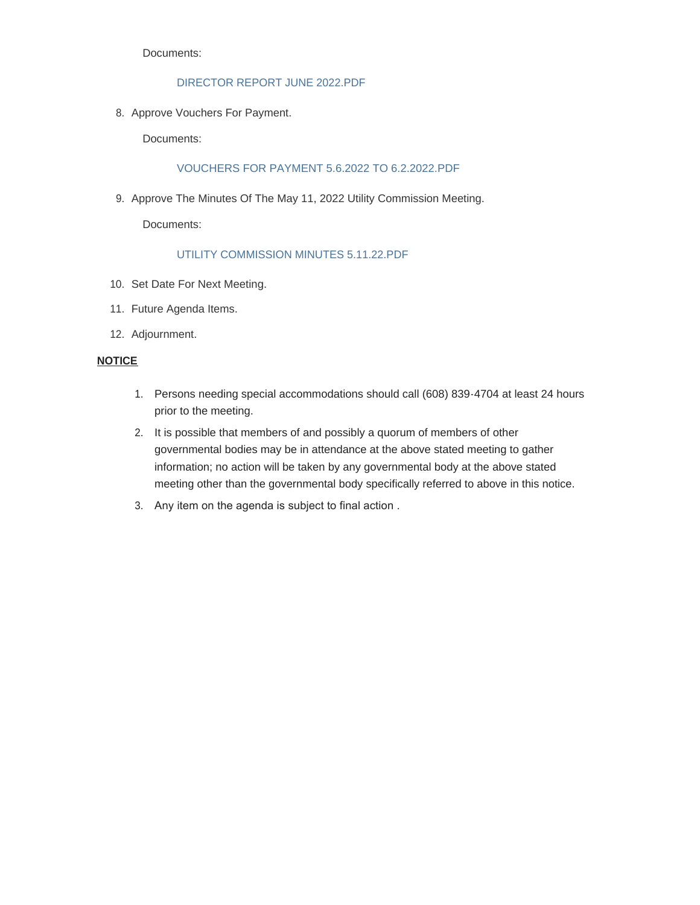Documents:

DIRECTOR REPORT JUNE 2022.PDF

8. Approve Vouchers For Payment.

   Documents:

   VOUCHERS FOR PAYMENT 5.6.2022 TO 6.2.2022.PDF

9. Approve The Minutes Of The May 11, 2022 Utility Commission Meeting.

   Documents:

   UTILITY COMMISSION MINUTES 5.11.22.PDF

10. Set Date For Next Meeting.
11. Future Agenda Items.
12. Adjournment.

**NOTICE**

1. Persons needing special accommodations should call (608) 839-4704 at least 24 hours prior to the meeting.
2. It is possible that members of and possibly a quorum of members of other governmental bodies may be in attendance at the above stated meeting to gather information; no action will be taken by any governmental body at the above stated meeting other than the governmental body specifically referred to above in this notice.
3. Any item on the agenda is subject to final action .